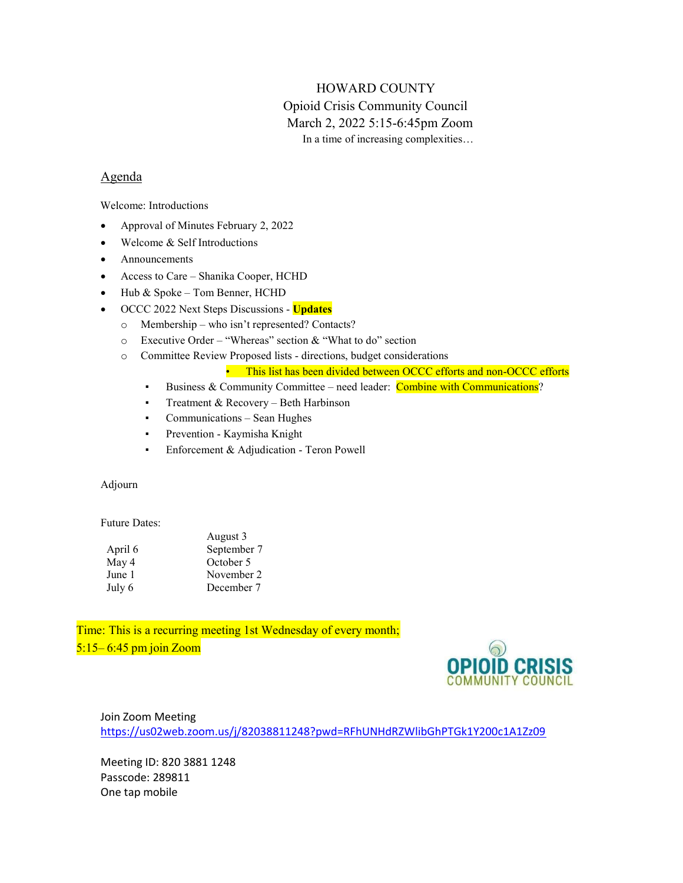# HOWARD COUNTY
## Opioid Crisis Community Council
### March 2, 2022 5:15-6:45pm Zoom
In a time of increasing complexities…

## Agenda

Welcome: Introductions

- Approval of Minutes February 2, 2022
- Welcome & Self Introductions
- Announcements
- Access to Care – Shanika Cooper, HCHD
- Hub & Spoke – Tom Benner, HCHD
- OCCC 2022 Next Steps Discussions - **Updates**
  - Membership – who isn't represented? Contacts?
  - Executive Order – "Whereas" section & "What to do" section
  - Committee Review Proposed lists - directions, budget considerations
    - This list has been divided between OCCC efforts and non-OCCC efforts
    - Business & Community Committee – need leader: Combine with Communications?
    - Treatment & Recovery – Beth Harbinson
    - Communications – Sean Hughes
    - Prevention - Kaymisha Knight
    - Enforcement & Adjudication - Teron Powell

Adjourn

Future Dates:

| | |
|---|---|
| | August 3 |
| April 6 | September 7 |
| May 4 | October 5 |
| June 1 | November 2 |
| July 6 | December 7 |

Time: This is a recurring meeting 1st Wednesday of every month;
5:15– 6:45 pm join Zoom

OPIOID CRISIS COMMUNITY COUNCIL

Join Zoom Meeting
https://us02web.zoom.us/j/82038811248?pwd=RFhUNHdRZWlibGhPTGk1Y200c1A1Zz09

Meeting ID: 820 3881 1248
Passcode: 289811
One tap mobile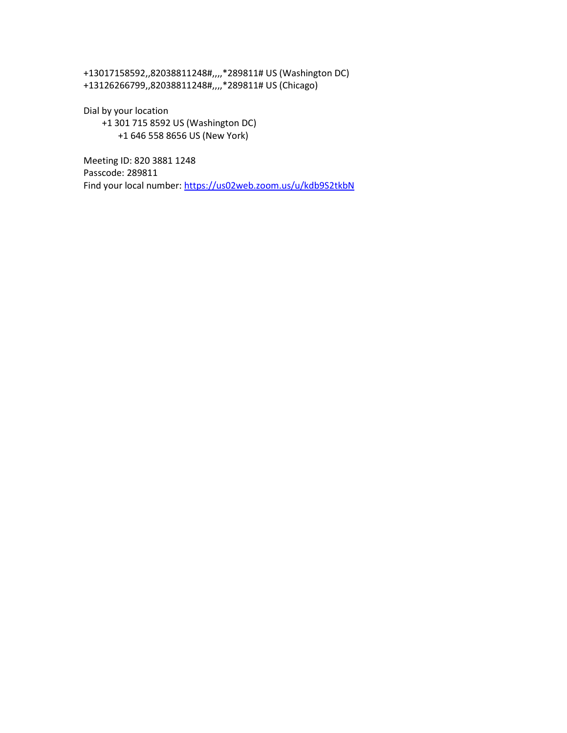+13017158592,,82038811248#,,,,*289811# US (Washington DC)
+13126266799,,82038811248#,,,,*289811# US (Chicago)

Dial by your location
    +1 301 715 8592 US (Washington DC)
    +1 646 558 8656 US (New York)

Meeting ID: 820 3881 1248
Passcode: 289811
Find your local number: [https://us02web.zoom.us/u/kdb9S2tkbN](https://us02web.zoom.us/u/kdb9S2tkbN)